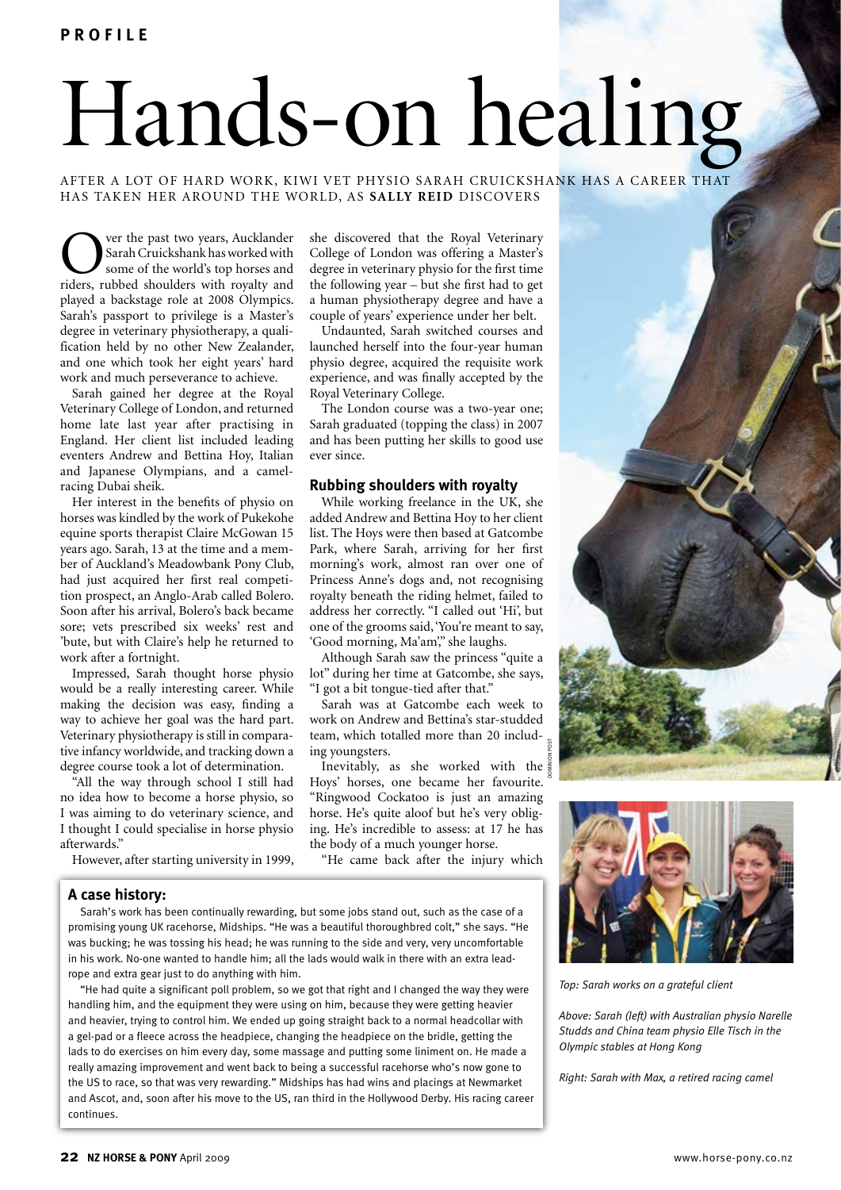# Hands-on healing

AFTER A LOT OF HARD WORK, KIWI VET PHYSIO SARAH CRUICKSHANK HAS A CAREER THAT HAS TAKEN HER AROUND THE WORLD, AS **SALLY REID** DISCOVERS

Over the past two years, Aucklander Sarah Cruickshank has worked with some of the world's top horses and riders, rubbed shoulders with royalty and played a backstage role at 2008 Olympics. Sarah's passport to privilege is a Master's degree in veterinary physiotherapy, a qualification held by no other New Zealander, and one which took her eight years' hard work and much perseverance to achieve.

Sarah gained her degree at the Royal Veterinary College of London, and returned home late last year after practising in England. Her client list included leading eventers Andrew and Bettina Hoy, Italian and Japanese Olympians, and a camel-racing Dubai sheik.

Her interest in the benefits of physio on horses was kindled by the work of Pukekohe equine sports therapist Claire McGowan 15 years ago. Sarah, 13 at the time and a member of Auckland's Meadowbank Pony Club, had just acquired her first real competition prospect, an Anglo-Arab called Bolero. Soon after his arrival, Bolero's back became sore; vets prescribed six weeks' rest and 'bute, but with Claire's help he returned to work after a fortnight.

Impressed, Sarah thought horse physio would be a really interesting career. While making the decision was easy, finding a way to achieve her goal was the hard part. Veterinary physiotherapy is still in comparative infancy worldwide, and tracking down a degree course took a lot of determination.

"All the way through school I still had no idea how to become a horse physio, so I was aiming to do veterinary science, and I thought I could specialise in horse physio afterwards."

However, after starting university in 1999, she discovered that the Royal Veterinary College of London was offering a Master's degree in veterinary physio for the first time the following year – but she first had to get a human physiotherapy degree and have a couple of years' experience under her belt.

Undaunted, Sarah switched courses and launched herself into the four-year human physio degree, acquired the requisite work experience, and was finally accepted by the Royal Veterinary College.

The London course was a two-year one; Sarah graduated (topping the class) in 2007 and has been putting her skills to good use ever since.

### Rubbing shoulders with royalty

While working freelance in the UK, she added Andrew and Bettina Hoy to her client list. The Hoys were then based at Gatcombe Park, where Sarah, arriving for her first morning's work, almost ran over one of Princess Anne's dogs and, not recognising royalty beneath the riding helmet, failed to address her correctly. "I called out 'Hi', but one of the grooms said, 'You're meant to say, 'Good morning, Ma'am',"' she laughs.

Although Sarah saw the princess "quite a lot" during her time at Gatcombe, she says, "I got a bit tongue-tied after that."

Sarah was at Gatcombe each week to work on Andrew and Bettina's star-studded team, which totalled more than 20 including youngsters.

Inevitably, as she worked with the Hoys' horses, one became her favourite. "Ringwood Cockatoo is just an amazing horse. He's quite aloof but he's very obliging. He's incredible to assess: at 17 he has the body of a much younger horse.

"He came back after the injury which

### A case history:

Sarah's work has been continually rewarding, but some jobs stand out, such as the case of a promising young UK racehorse, Midships. "He was a beautiful thoroughbred colt," she says. "He was bucking; he was tossing his head; he was running to the side and very, very uncomfortable in his work. No-one wanted to handle him; all the lads would walk in there with an extra lead-rope and extra gear just to do anything with him.

"He had quite a significant poll problem, so we got that right and I changed the way they were handling him, and the equipment they were using on him, because they were getting heavier and heavier, trying to control him. We ended up going straight back to a normal headcollar with a gel-pad or a fleece across the headpiece, changing the headpiece on the bridle, getting the lads to do exercises on him every day, some massage and putting some liniment on. He made a really amazing improvement and went back to being a successful racehorse who's now gone to the US to race, so that was very rewarding." Midships has had wins and placings at Newmarket and Ascot, and, soon after his move to the US, ran third in the Hollywood Derby. His racing career continues.

DOMINION POST

*Top: Sarah works on a grateful client*

*Above: Sarah (left) with Australian physio Narelle Studds and China team physio Elle Tisch in the Olympic stables at Hong Kong*

*Right: Sarah with Max, a retired racing camel*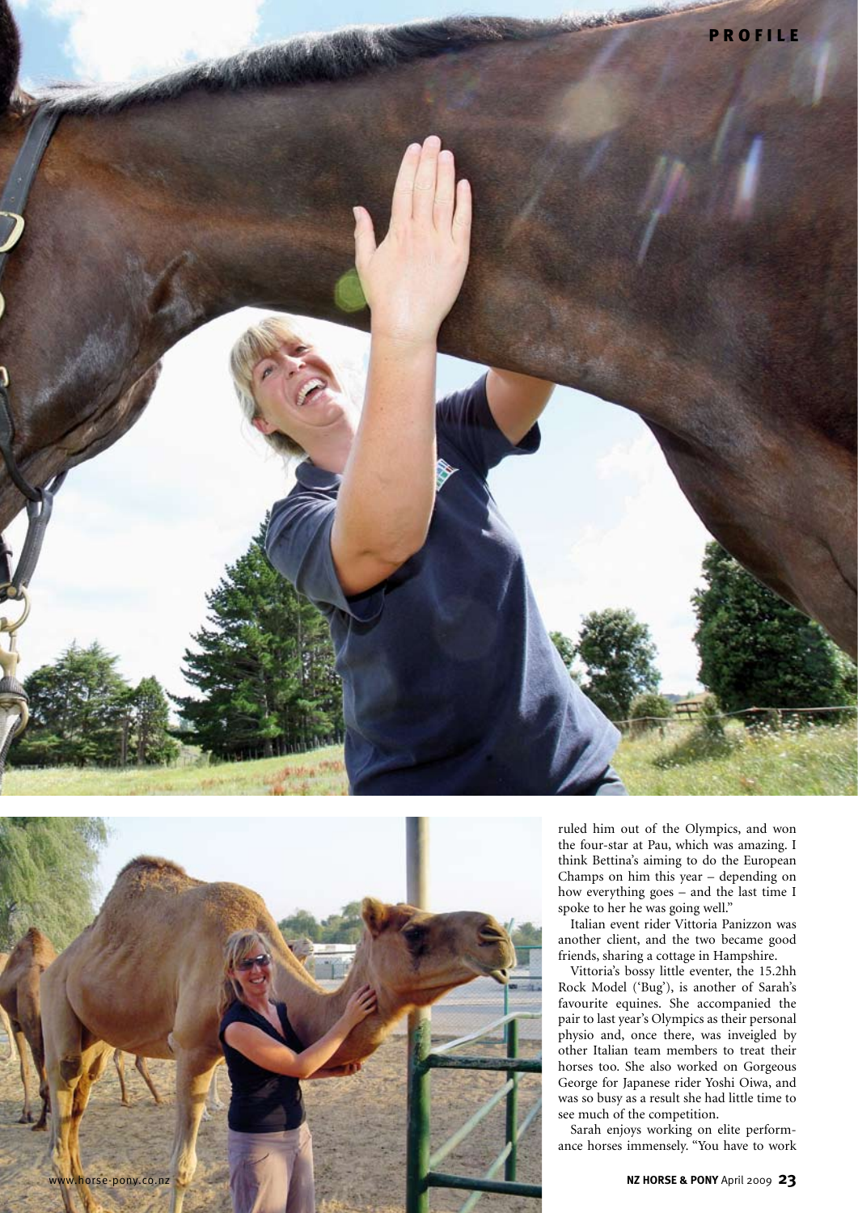ruled him out of the Olympics, and won the four-star at Pau, which was amazing. I think Bettina's aiming to do the European Champs on him this year – depending on how everything goes – and the last time I spoke to her he was going well."

Italian event rider Vittoria Panizzon was another client, and the two became good friends, sharing a cottage in Hampshire.

Vittoria's bossy little eventer, the 15.2hh Rock Model ('Bug'), is another of Sarah's favourite equines. She accompanied the pair to last year's Olympics as their personal physio and, once there, was inveigled by other Italian team members to treat their horses too. She also worked on Gorgeous George for Japanese rider Yoshi Oiwa, and was so busy as a result she had little time to see much of the competition.

Sarah enjoys working on elite performance horses immensely. "You have to work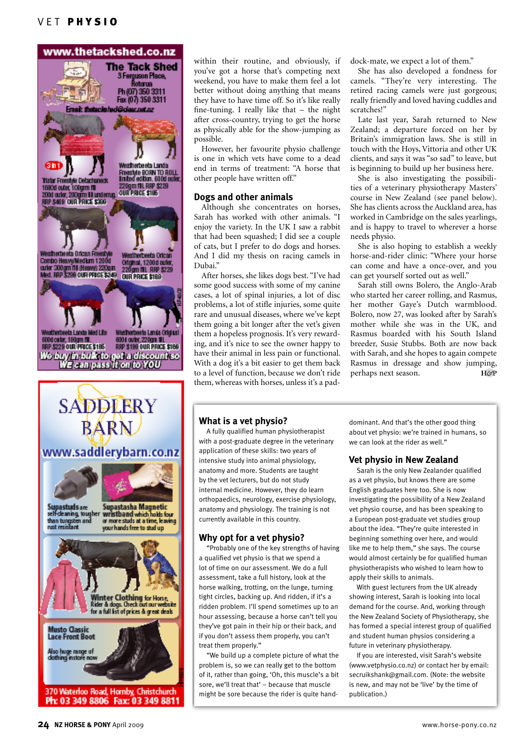within their routine, and obviously, if you've got a horse that's competing next weekend, you have to make them feel a lot better without doing anything that means they have to have time off. So it's like really fine-tuning. I really like that – the night after cross-country, trying to get the horse as physically able for the show-jumping as possible.

However, her favourite physio challenge is one in which vets have come to a dead end in terms of treatment: "A horse that other people have written off."

## Dogs and other animals

Although she concentrates on horses, Sarah has worked with other animals. "I enjoy the variety. In the UK I saw a rabbit that had been squashed; I did see a couple of cats, but I prefer to do dogs and horses. And I did my thesis on racing camels in Dubai."

After horses, she likes dogs best. "I've had some good success with some of my canine cases, a lot of spinal injuries, a lot of disc problems, a lot of stifle injuries, some quite rare and unusual diseases, where we've kept them going a bit longer after the vet's given them a hopeless prognosis. It's very rewarding, and it's nice to see the owner happy to have their animal in less pain or functional. With a dog it's a bit easier to get them back to a level of function, because we don't ride them, whereas with horses, unless it's a paddock-mate, we expect a lot of them."

She has also developed a fondness for camels. "They're very interesting. The retired racing camels were just gorgeous; really friendly and loved having cuddles and scratches!"

Late last year, Sarah returned to New Zealand; a departure forced on her by Britain's immigration laws. She is still in touch with the Hoys, Vittoria and other UK clients, and says it was "so sad" to leave, but is beginning to build up her business here.

She is also investigating the possibilities of a veterinary physiotherapy Masters' course in New Zealand (see panel below). She has clients across the Auckland area, has worked in Cambridge on the sales yearlings, and is happy to travel to wherever a horse needs physio.

She is also hoping to establish a weekly horse-and-rider clinic: "Where your horse can come and have a once-over, and you can get yourself sorted out as well."

Sarah still owns Bolero, the Anglo-Arab who started her career rolling, and Rasmus, her mother Gaye's Dutch warmblood. Bolero, now 27, was looked after by Sarah's mother while she was in the UK, and Rasmus boarded with his South Island breeder, Susie Stubbs. Both are now back with Sarah, and she hopes to again compete Rasmus in dressage and show jumping, perhaps next season. H&P

## What is a vet physio?

A fully qualified human physiotherapist with a post-graduate degree in the veterinary application of these skills: two years of intensive study into animal physiology, anatomy and more. Students are taught by the vet lecturers, but do not study internal medicine. However, they do learn orthopaedics, neurology, exercise physiology, anatomy and physiology. The training is not currently available in this country.

## Why opt for a vet physio?

"Probably one of the key strengths of having a qualified vet physio is that we spend a lot of time on our assessment. We do a full assessment, take a full history, look at the horse walking, trotting, on the lunge, turning tight circles, backing up. And ridden, if it's a ridden problem. I'll spend sometimes up to an hour assessing, because a horse can't tell you they've got pain in their hip or their back, and if you don't assess them properly, you can't treat them properly."

"We build up a complete picture of what the problem is, so we can really get to the bottom of it, rather than going, 'Oh, this muscle's a bit sore, we'll treat that' – because that muscle might be sore because the rider is quite hand-dominant. And that's the other good thing about vet physio: we're trained in humans, so we can look at the rider as well."

## Vet physio in New Zealand

Sarah is the only New Zealander qualified as a vet physio, but knows there are some English graduates here too. She is now investigating the possibility of a New Zealand vet physio course, and has been speaking to a European post-graduate vet studies group about the idea. "They're quite interested in beginning something over here, and would like me to help them," she says. The course would almost certainly be for qualified human physiotherapists who wished to learn how to apply their skills to animals.

With guest lecturers from the UK already showing interest, Sarah is looking into local demand for the course. And, working through the New Zealand Society of Physiotherapy, she has formed a special interest group of qualified and student human physios considering a future in veterinary physiotherapy.

If you are interested, visit Sarah's website (www.vetphysio.co.nz) or contact her by email: secruikshank@gmail.com. (Note: the website is new, and may not be 'live' by the time of publication.)

www.thetackshed.co.nz
The Tack Shed
3 Ferguson Place, Rotorua
Ph (07) 350 3311
Fax (07) 350 3311
Email: thetackshed@clear.net.nz

3 in 1
Tristar Freestyle Detachaneck 1680d outer, 100gm fill 200d outer, 200gm fill underrug RRP $469 OUR PRICE $399

Weatherbeeta Landa Freestyle BORN TO ROLL limited edition. 600d outer, 220gm fill. RRP $229 OUR PRICE $195

Weatherbeeta Orican Freestyle Combo Heavy/Medium 1200d outer 300gm fill (Heavy) 220gm Med. RRP $299 OUR PRICE $249

Weatherbeeta Orican Original, 1200d outer, 220gm fill. RRP $229 OUR PRICE $189

Weatherbeeta Landa Med Lite 600d outer, 100gm fill. RRP $229 OUR PRICE $185

Weatherbeeta Landa Original 600d outer, 220gm fill. RRP $199 OUR PRICE $169

We buy in bulk to get a discount so We can pass it on to YOU

SADDLERY BARN
www.saddlerybarn.co.nz

Supastuds are self-cleaning, tougher than tungsten and rust resistant

Supastasha Magnetic wristband which holds four or more studs at a time, leaving your hands free to stud up

Winter Clothing for Horse, Rider & dogs. Check out our website for a full list of prices & great deals

Musto Classic Lace Front Boot

Also huge range of clothing instore now

370 Waterloo Road, Hornby, Christchurch
Ph: 03 349 8806 Fax: 03 349 8811